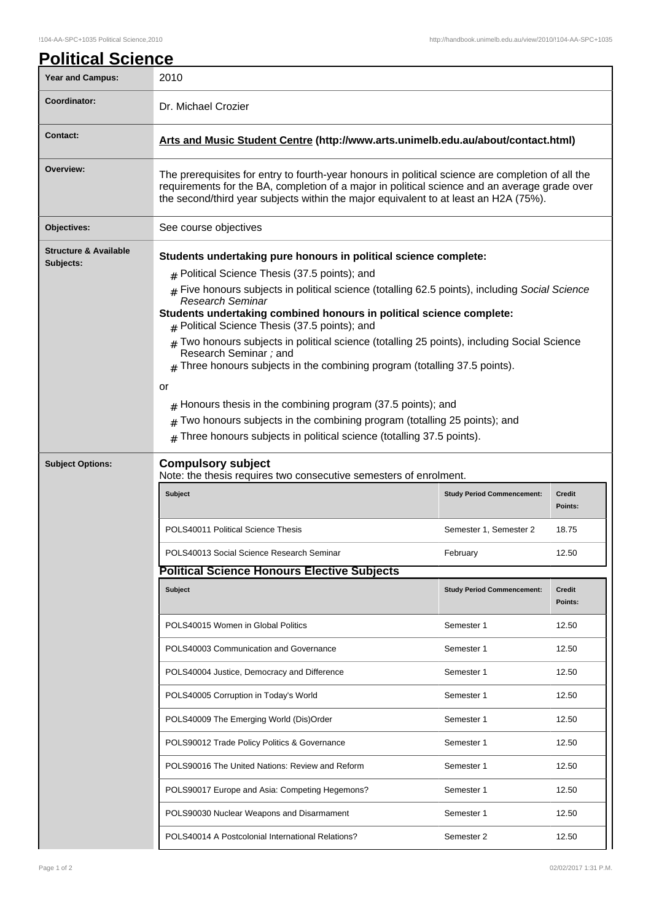# Political Science

| | |
|---|---|
| **Year and Campus:** | 2010 |
| **Coordinator:** | Dr. Michael Crozier |
| **Contact:** | **Arts and Music Student Centre (http://www.arts.unimelb.edu.au/about/contact.html)** |
| **Overview:** | The prerequisites for entry to fourth-year honours in political science are completion of all the requirements for the BA, completion of a major in political science and an average grade over the second/third year subjects within the major equivalent to at least an H2A (75%). |
| **Objectives:** | See course objectives |

**Structure & Available Subjects:**

**Students undertaking pure honours in political science complete:**

- Political Science Thesis (37.5 points); and
- Five honours subjects in political science (totalling 62.5 points), including *Social Science Research Seminar*

**Students undertaking combined honours in political science complete:**

- Political Science Thesis (37.5 points); and
- Two honours subjects in political science (totalling 25 points), including Social Science Research Seminar *;* and
- Three honours subjects in the combining program (totalling 37.5 points).

or

- Honours thesis in the combining program (37.5 points); and
- Two honours subjects in the combining program (totalling 25 points); and
- Three honours subjects in political science (totalling 37.5 points).

**Subject Options:**

## Compulsory subject

Note: the thesis requires two consecutive semesters of enrolment.

| Subject | Study Period Commencement: | Credit Points: |
|---|---|---|
| POLS40011 Political Science Thesis | Semester 1, Semester 2 | 18.75 |
| POLS40013 Social Science Research Seminar | February | 12.50 |

## Political Science Honours Elective Subjects

| Subject | Study Period Commencement: | Credit Points: |
|---|---|---|
| POLS40015 Women in Global Politics | Semester 1 | 12.50 |
| POLS40003 Communication and Governance | Semester 1 | 12.50 |
| POLS40004 Justice, Democracy and Difference | Semester 1 | 12.50 |
| POLS40005 Corruption in Today's World | Semester 1 | 12.50 |
| POLS40009 The Emerging World (Dis)Order | Semester 1 | 12.50 |
| POLS90012 Trade Policy Politics & Governance | Semester 1 | 12.50 |
| POLS90016 The United Nations: Review and Reform | Semester 1 | 12.50 |
| POLS90017 Europe and Asia: Competing Hegemons? | Semester 1 | 12.50 |
| POLS90030 Nuclear Weapons and Disarmament | Semester 1 | 12.50 |
| POLS40014 A Postcolonial International Relations? | Semester 2 | 12.50 |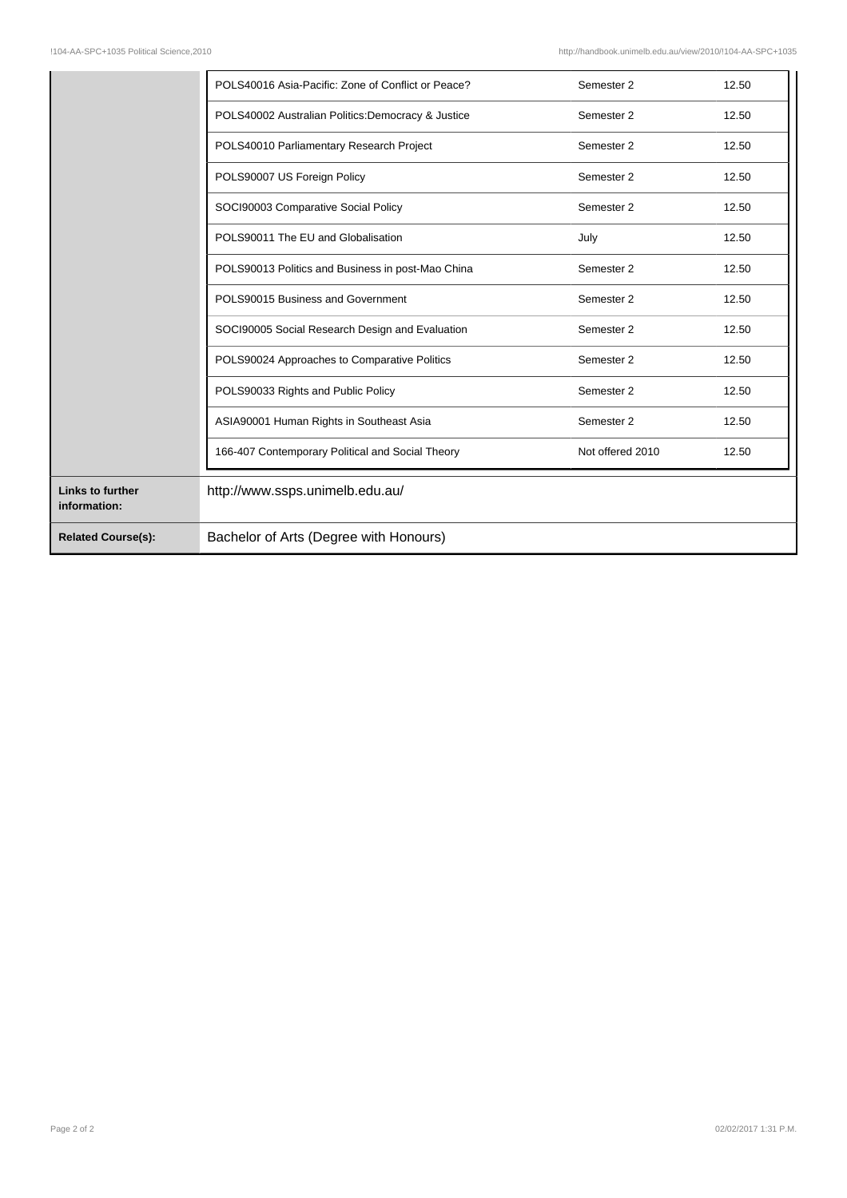| | | | |
|---|---|---|---|
| | POLS40016 Asia-Pacific: Zone of Conflict or Peace? | Semester 2 | 12.50 |
| | POLS40002 Australian Politics:Democracy & Justice | Semester 2 | 12.50 |
| | POLS40010 Parliamentary Research Project | Semester 2 | 12.50 |
| | POLS90007 US Foreign Policy | Semester 2 | 12.50 |
| | SOCI90003 Comparative Social Policy | Semester 2 | 12.50 |
| | POLS90011 The EU and Globalisation | July | 12.50 |
| | POLS90013 Politics and Business in post-Mao China | Semester 2 | 12.50 |
| | POLS90015 Business and Government | Semester 2 | 12.50 |
| | SOCI90005 Social Research Design and Evaluation | Semester 2 | 12.50 |
| | POLS90024 Approaches to Comparative Politics | Semester 2 | 12.50 |
| | POLS90033 Rights and Public Policy | Semester 2 | 12.50 |
| | ASIA90001 Human Rights in Southeast Asia | Semester 2 | 12.50 |
| | 166-407 Contemporary Political and Social Theory | Not offered 2010 | 12.50 |
| **Links to further information:** | http://www.ssps.unimelb.edu.au/ | | |
| **Related Course(s):** | Bachelor of Arts (Degree with Honours) | | |